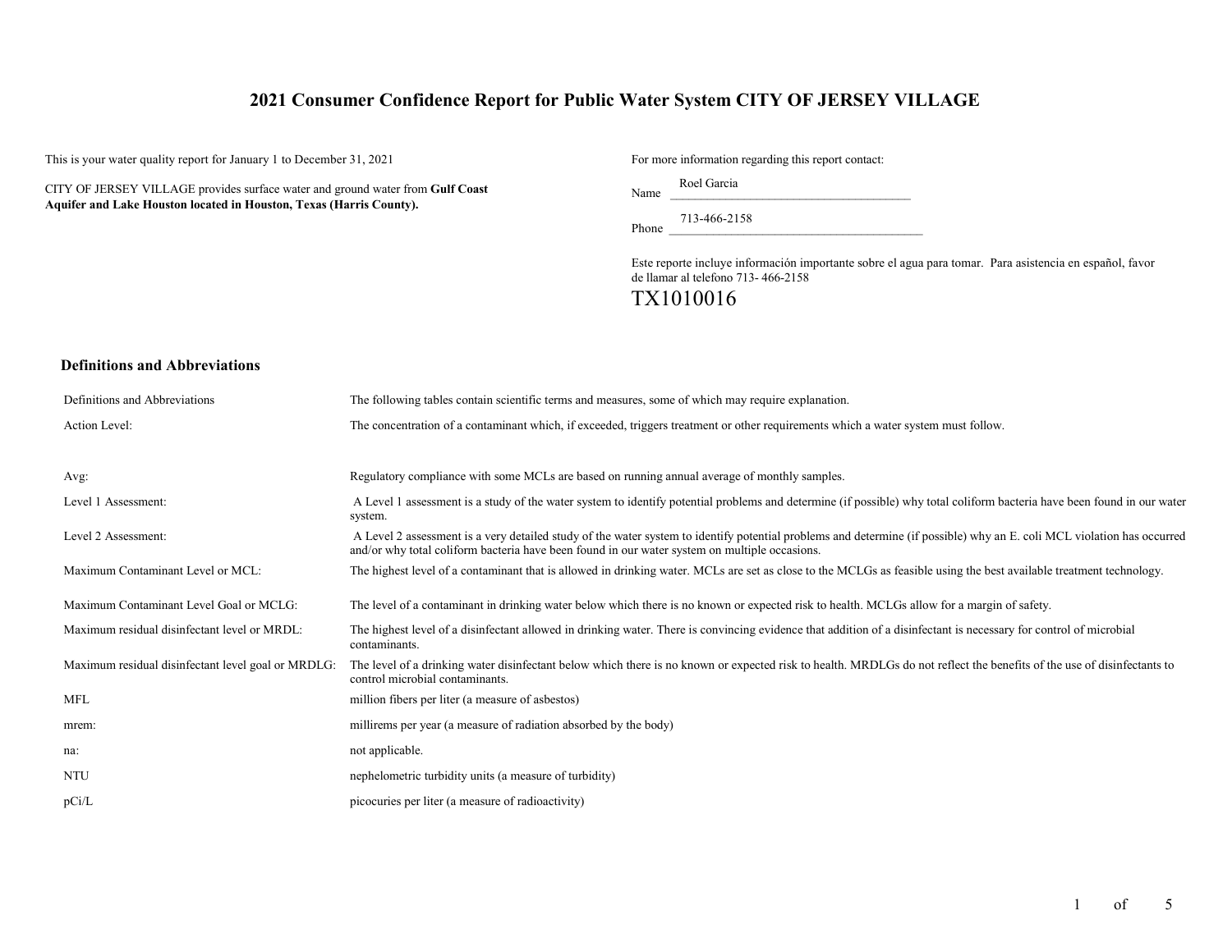# 2021 Consumer Confidence Report for Public Water System CITY OF JERSEY VILLAGE

This is your water quality report for January 1 to December 31, 2021

CITY OF JERSEY VILLAGE provides surface water and ground water from **Gulf Coast Aquifer and Lake Houston located in Houston, Texas (Harris County).**

For more information regarding this report contact:

Name: Roel Garcia

Phone: 713-466-2158

Este reporte incluye información importante sobre el agua para tomar. Para asistencia en español, favor de llamar al telefono 713- 466-2158

TX1010016

## Definitions and Abbreviations

| | |
|---|---|
| Definitions and Abbreviations | The following tables contain scientific terms and measures, some of which may require explanation. |
| Action Level: | The concentration of a contaminant which, if exceeded, triggers treatment or other requirements which a water system must follow. |
| Avg: | Regulatory compliance with some MCLs are based on running annual average of monthly samples. |
| Level 1 Assessment: | A Level 1 assessment is a study of the water system to identify potential problems and determine (if possible) why total coliform bacteria have been found in our water system. |
| Level 2 Assessment: | A Level 2 assessment is a very detailed study of the water system to identify potential problems and determine (if possible) why an E. coli MCL violation has occurred and/or why total coliform bacteria have been found in our water system on multiple occasions. |
| Maximum Contaminant Level or MCL: | The highest level of a contaminant that is allowed in drinking water. MCLs are set as close to the MCLGs as feasible using the best available treatment technology. |
| Maximum Contaminant Level Goal or MCLG: | The level of a contaminant in drinking water below which there is no known or expected risk to health. MCLGs allow for a margin of safety. |
| Maximum residual disinfectant level or MRDL: | The highest level of a disinfectant allowed in drinking water. There is convincing evidence that addition of a disinfectant is necessary for control of microbial contaminants. |
| Maximum residual disinfectant level goal or MRDLG: | The level of a drinking water disinfectant below which there is no known or expected risk to health. MRDLGs do not reflect the benefits of the use of disinfectants to control microbial contaminants. |
| MFL | million fibers per liter (a measure of asbestos) |
| mrem: | millirems per year (a measure of radiation absorbed by the body) |
| na: | not applicable. |
| NTU | nephelometric turbidity units (a measure of turbidity) |
| pCi/L | picocuries per liter (a measure of radioactivity) |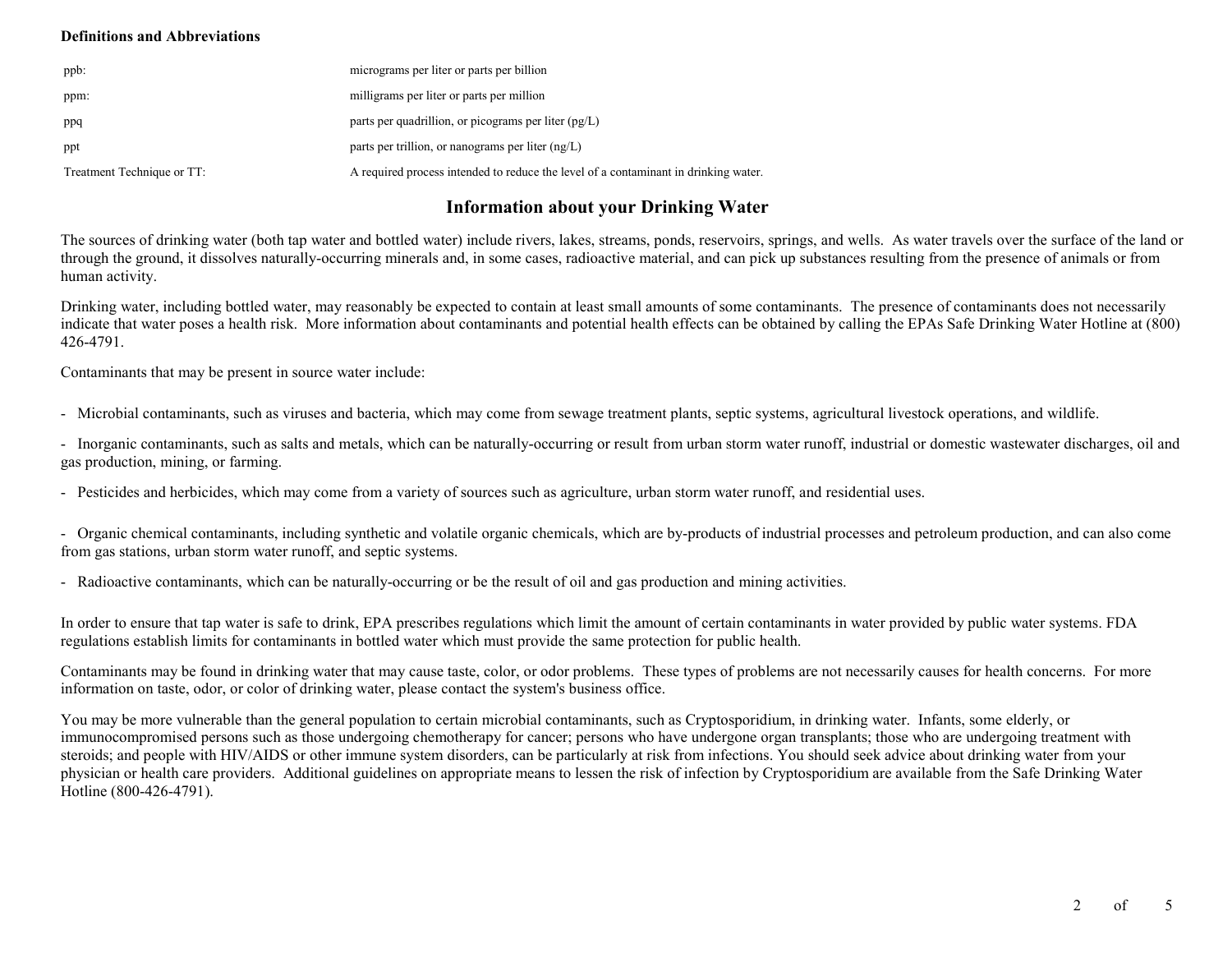**Definitions and Abbreviations**

| | |
|---|---|
| ppb: | micrograms per liter or parts per billion |
| ppm: | milligrams per liter or parts per million |
| ppq | parts per quadrillion, or picograms per liter (pg/L) |
| ppt | parts per trillion, or nanograms per liter (ng/L) |
| Treatment Technique or TT: | A required process intended to reduce the level of a contaminant in drinking water. |

## Information about your Drinking Water

The sources of drinking water (both tap water and bottled water) include rivers, lakes, streams, ponds, reservoirs, springs, and wells. As water travels over the surface of the land or through the ground, it dissolves naturally-occurring minerals and, in some cases, radioactive material, and can pick up substances resulting from the presence of animals or from human activity.

Drinking water, including bottled water, may reasonably be expected to contain at least small amounts of some contaminants. The presence of contaminants does not necessarily indicate that water poses a health risk. More information about contaminants and potential health effects can be obtained by calling the EPAs Safe Drinking Water Hotline at (800) 426-4791.

Contaminants that may be present in source water include:

- Microbial contaminants, such as viruses and bacteria, which may come from sewage treatment plants, septic systems, agricultural livestock operations, and wildlife.

- Inorganic contaminants, such as salts and metals, which can be naturally-occurring or result from urban storm water runoff, industrial or domestic wastewater discharges, oil and gas production, mining, or farming.

- Pesticides and herbicides, which may come from a variety of sources such as agriculture, urban storm water runoff, and residential uses.

- Organic chemical contaminants, including synthetic and volatile organic chemicals, which are by-products of industrial processes and petroleum production, and can also come from gas stations, urban storm water runoff, and septic systems.

- Radioactive contaminants, which can be naturally-occurring or be the result of oil and gas production and mining activities.

In order to ensure that tap water is safe to drink, EPA prescribes regulations which limit the amount of certain contaminants in water provided by public water systems. FDA regulations establish limits for contaminants in bottled water which must provide the same protection for public health.

Contaminants may be found in drinking water that may cause taste, color, or odor problems. These types of problems are not necessarily causes for health concerns. For more information on taste, odor, or color of drinking water, please contact the system's business office.

You may be more vulnerable than the general population to certain microbial contaminants, such as Cryptosporidium, in drinking water. Infants, some elderly, or immunocompromised persons such as those undergoing chemotherapy for cancer; persons who have undergone organ transplants; those who are undergoing treatment with steroids; and people with HIV/AIDS or other immune system disorders, can be particularly at risk from infections. You should seek advice about drinking water from your physician or health care providers. Additional guidelines on appropriate means to lessen the risk of infection by Cryptosporidium are available from the Safe Drinking Water Hotline (800-426-4791).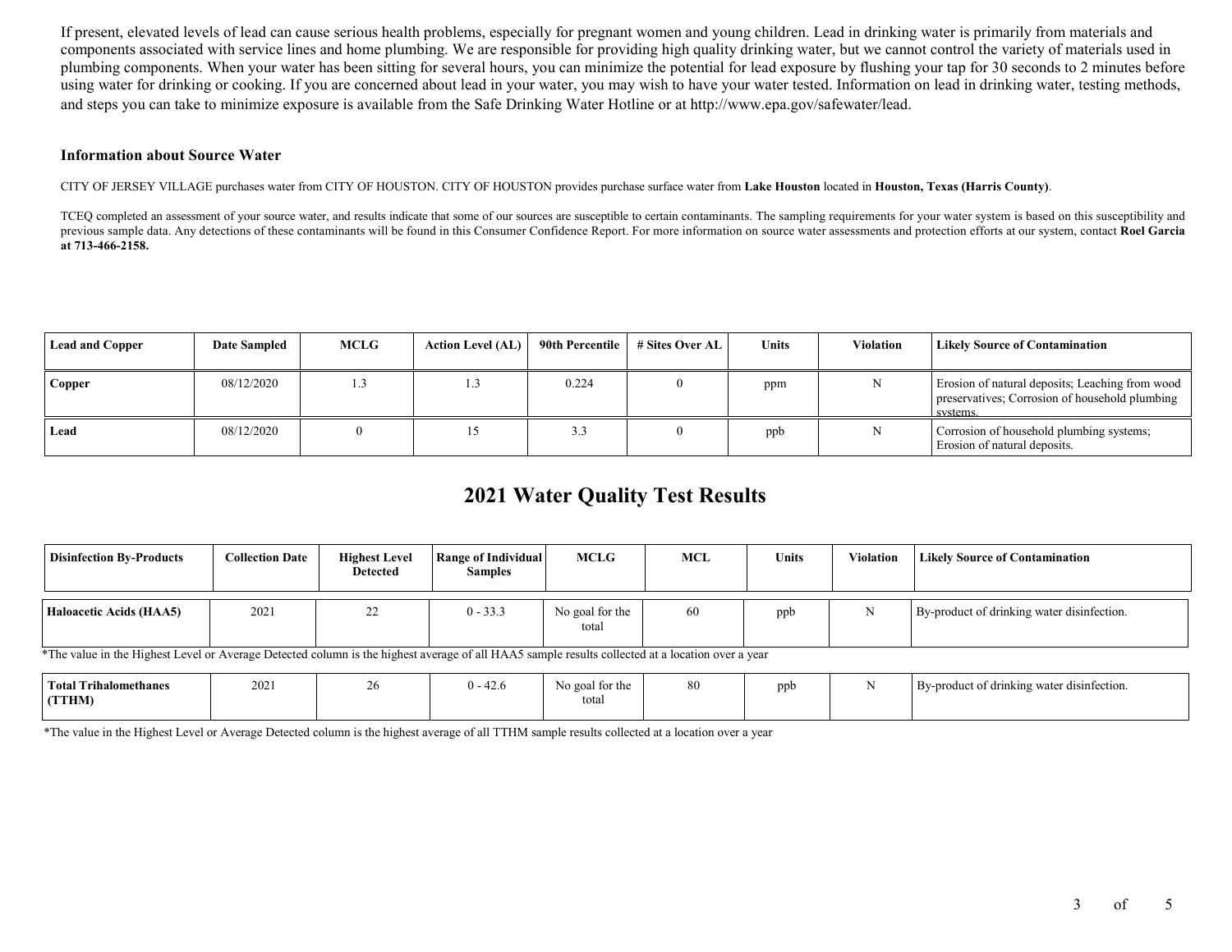If present, elevated levels of lead can cause serious health problems, especially for pregnant women and young children. Lead in drinking water is primarily from materials and components associated with service lines and home plumbing. We are responsible for providing high quality drinking water, but we cannot control the variety of materials used in plumbing components. When your water has been sitting for several hours, you can minimize the potential for lead exposure by flushing your tap for 30 seconds to 2 minutes before using water for drinking or cooking. If you are concerned about lead in your water, you may wish to have your water tested. Information on lead in drinking water, testing methods, and steps you can take to minimize exposure is available from the Safe Drinking Water Hotline or at http://www.epa.gov/safewater/lead.

### Information about Source Water

CITY OF JERSEY VILLAGE purchases water from CITY OF HOUSTON. CITY OF HOUSTON provides purchase surface water from **Lake Houston** located in **Houston, Texas (Harris County)**.

TCEQ completed an assessment of your source water, and results indicate that some of our sources are susceptible to certain contaminants. The sampling requirements for your water system is based on this susceptibility and previous sample data. Any detections of these contaminants will be found in this Consumer Confidence Report. For more information on source water assessments and protection efforts at our system, contact **Roel Garcia at 713-466-2158.**

| Lead and Copper | Date Sampled | MCLG | Action Level (AL) | 90th Percentile | # Sites Over AL | Units | Violation | Likely Source of Contamination |
|---|---|---|---|---|---|---|---|---|
| **Copper** | 08/12/2020 | 1.3 | 1.3 | 0.224 | 0 | ppm | N | Erosion of natural deposits; Leaching from wood preservatives; Corrosion of household plumbing systems. |
| **Lead** | 08/12/2020 | 0 | 15 | 3.3 | 0 | ppb | N | Corrosion of household plumbing systems; Erosion of natural deposits. |

## 2021 Water Quality Test Results

| Disinfection By-Products | Collection Date | Highest Level Detected | Range of Individual Samples | MCLG | MCL | Units | Violation | Likely Source of Contamination |
|---|---|---|---|---|---|---|---|---|
| **Haloacetic Acids (HAA5)** | 2021 | 22 | 0 - 33.3 | No goal for the total | 60 | ppb | N | By-product of drinking water disinfection. |
| **Total Trihalomethanes (TTHM)** | 2021 | 26 | 0 - 42.6 | No goal for the total | 80 | ppb | N | By-product of drinking water disinfection. |

*The value in the Highest Level or Average Detected column is the highest average of all HAA5 sample results collected at a location over a year

*The value in the Highest Level or Average Detected column is the highest average of all TTHM sample results collected at a location over a year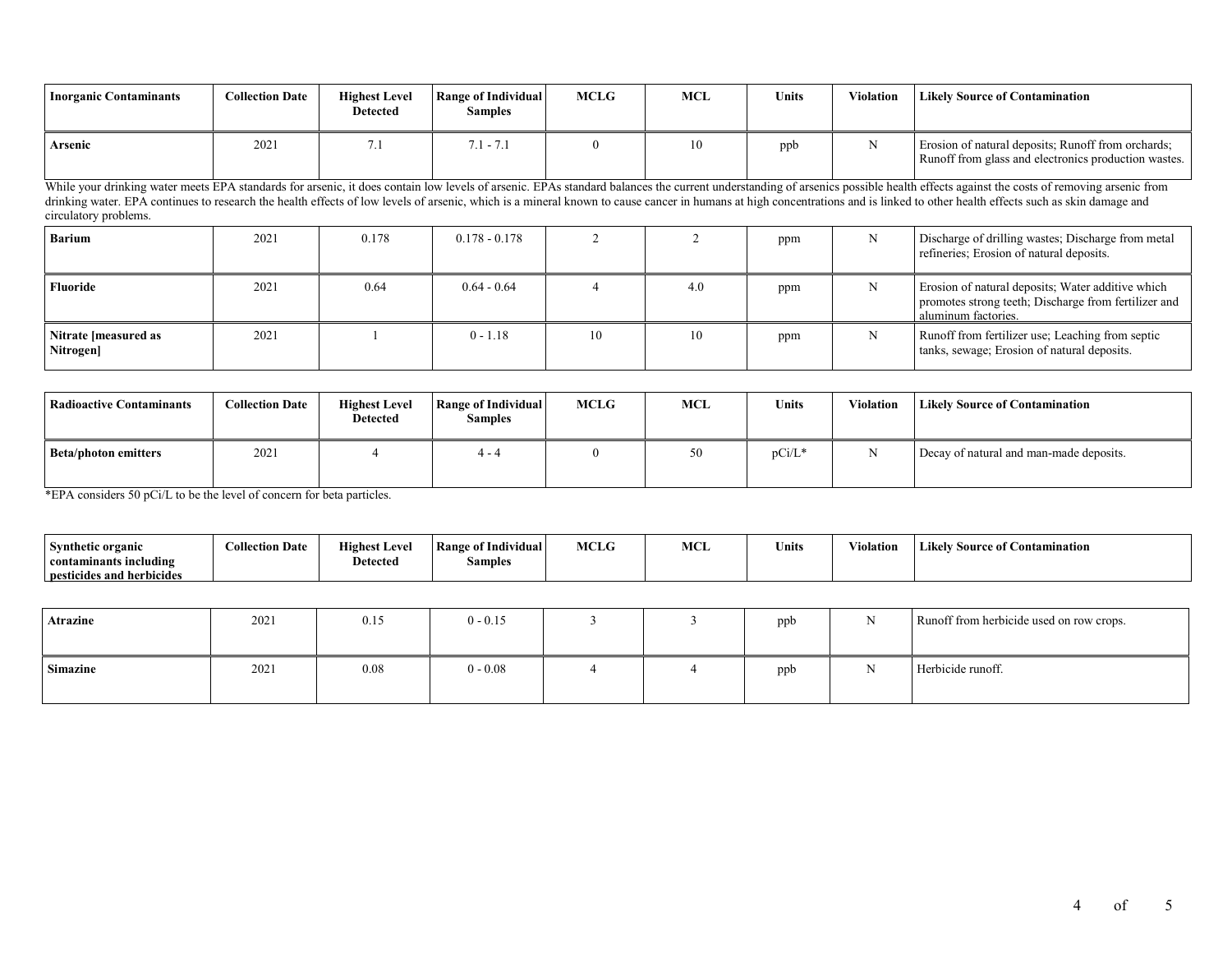| Inorganic Contaminants | Collection Date | Highest Level Detected | Range of Individual Samples | MCLG | MCL | Units | Violation | Likely Source of Contamination |
|---|---|---|---|---|---|---|---|---|
| **Arsenic** | 2021 | 7.1 | 7.1 - 7.1 | 0 | 10 | ppb | N | Erosion of natural deposits; Runoff from orchards; Runoff from glass and electronics production wastes. |

While your drinking water meets EPA standards for arsenic, it does contain low levels of arsenic. EPAs standard balances the current understanding of arsenics possible health effects against the costs of removing arsenic from drinking water. EPA continues to research the health effects of low levels of arsenic, which is a mineral known to cause cancer in humans at high concentrations and is linked to other health effects such as skin damage and circulatory problems.

| Inorganic Contaminants | Collection Date | Highest Level Detected | Range of Individual Samples | MCLG | MCL | Units | Violation | Likely Source of Contamination |
|---|---|---|---|---|---|---|---|---|
| **Barium** | 2021 | 0.178 | 0.178 - 0.178 | 2 | 2 | ppm | N | Discharge of drilling wastes; Discharge from metal refineries; Erosion of natural deposits. |
| **Fluoride** | 2021 | 0.64 | 0.64 - 0.64 | 4 | 4.0 | ppm | N | Erosion of natural deposits; Water additive which promotes strong teeth; Discharge from fertilizer and aluminum factories. |
| **Nitrate [measured as Nitrogen]** | 2021 | 1 | 0 - 1.18 | 10 | 10 | ppm | N | Runoff from fertilizer use; Leaching from septic tanks, sewage; Erosion of natural deposits. |

| Radioactive Contaminants | Collection Date | Highest Level Detected | Range of Individual Samples | MCLG | MCL | Units | Violation | Likely Source of Contamination |
|---|---|---|---|---|---|---|---|---|
| **Beta/photon emitters** | 2021 | 4 | 4 - 4 | 0 | 50 | pCi/L* | N | Decay of natural and man-made deposits. |

*EPA considers 50 pCi/L to be the level of concern for beta particles.

| Synthetic organic contaminants including pesticides and herbicides | Collection Date | Highest Level Detected | Range of Individual Samples | MCLG | MCL | Units | Violation | Likely Source of Contamination |
|---|---|---|---|---|---|---|---|---|
| **Atrazine** | 2021 | 0.15 | 0 - 0.15 | 3 | 3 | ppb | N | Runoff from herbicide used on row crops. |
| **Simazine** | 2021 | 0.08 | 0 - 0.08 | 4 | 4 | ppb | N | Herbicide runoff. |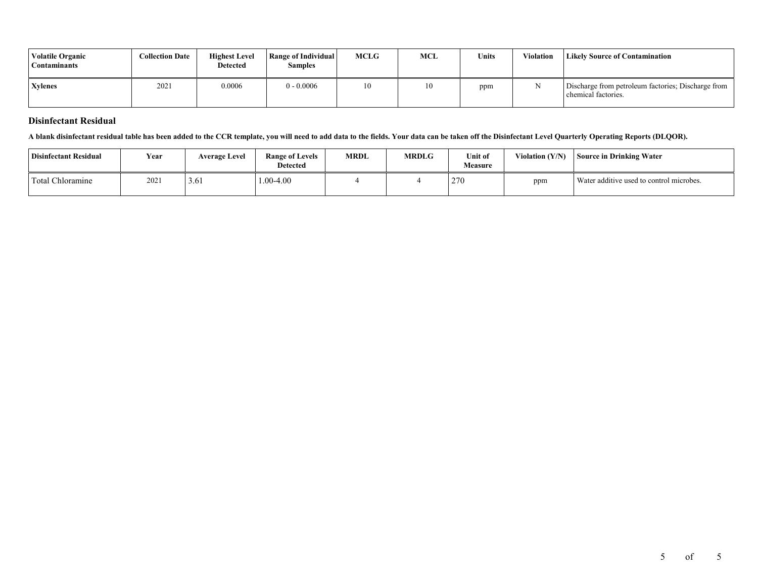| Volatile Organic Contaminants | Collection Date | Highest Level Detected | Range of Individual Samples | MCLG | MCL | Units | Violation | Likely Source of Contamination |
|---|---|---|---|---|---|---|---|---|
| **Xylenes** | 2021 | 0.0006 | 0 - 0.0006 | 10 | 10 | ppm | N | Discharge from petroleum factories; Discharge from chemical factories. |

### Disinfectant Residual

**A blank disinfectant residual table has been added to the CCR template, you will need to add data to the fields. Your data can be taken off the Disinfectant Level Quarterly Operating Reports (DLQOR).**

| Disinfectant Residual | Year | Average Level | Range of Levels Detected | MRDL | MRDLG | Unit of Measure | Violation (Y/N) | Source in Drinking Water |
|---|---|---|---|---|---|---|---|---|
| Total Chloramine | 2021 | 3.61 | 1.00-4.00 | 4 | 4 | 270 | ppm | Water additive used to control microbes. |